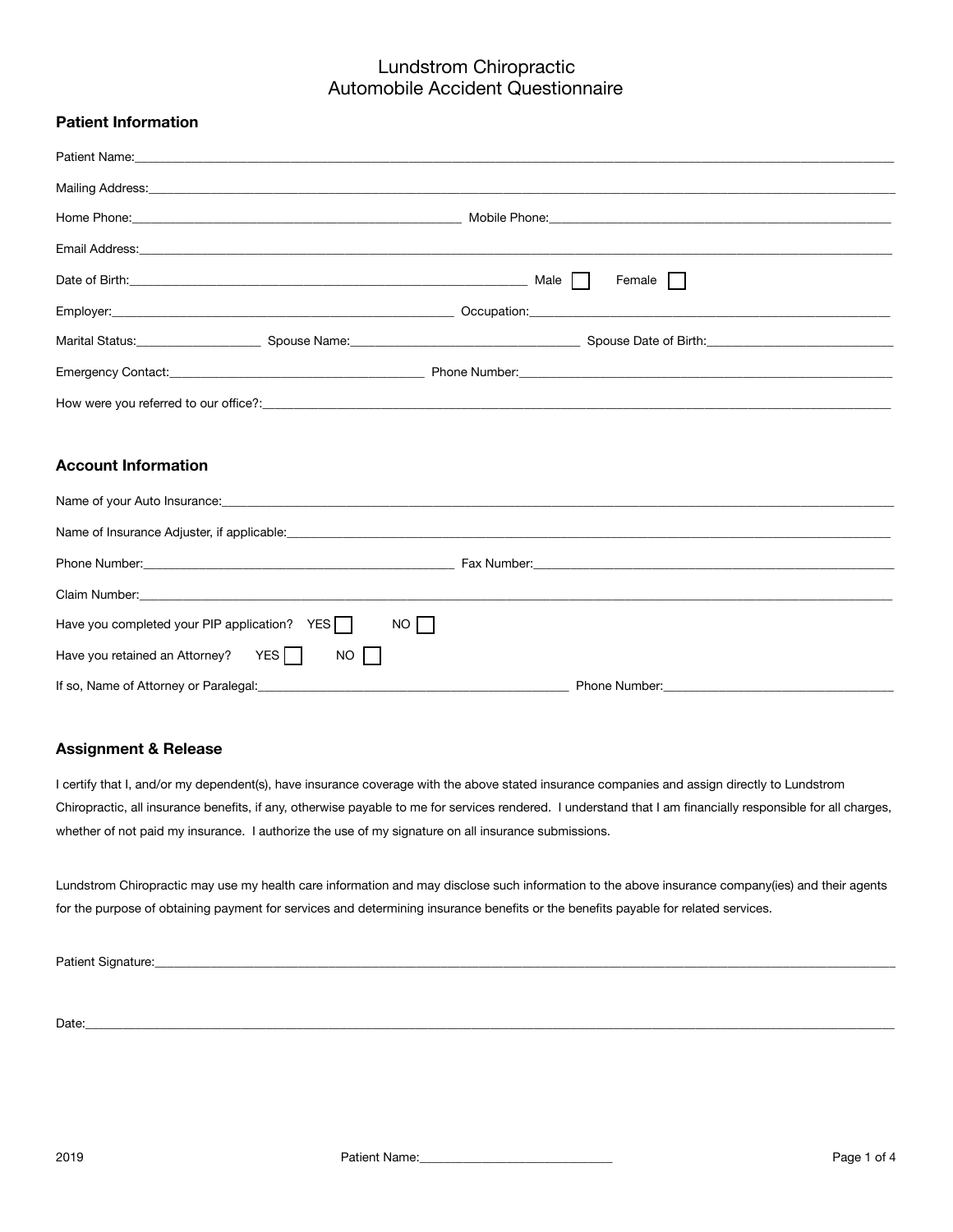# Lundstrom Chiropractic
# Automobile Accident Questionnaire

## Patient Information

Patient Name:______________________________

Mailing Address:______________________________

Home Phone:____________________ Mobile Phone:____________________

Email Address:______________________________

Date of Birth:____________________ Male ☐ Female ☐

Employer:____________________ Occupation:____________________

Marital Status:__________ Spouse Name:____________________ Spouse Date of Birth:____________________

Emergency Contact:____________________ Phone Number:____________________

How were you referred to our office?:______________________________

## Account Information

Name of your Auto Insurance:______________________________

Name of Insurance Adjuster, if applicable:______________________________

Phone Number:____________________ Fax Number:____________________

Claim Number:______________________________

Have you completed your PIP application? YES ☐ NO ☐

Have you retained an Attorney? YES ☐ NO ☐

If so, Name of Attorney or Paralegal:____________________ Phone Number:____________________

## Assignment & Release

I certify that I, and/or my dependent(s), have insurance coverage with the above stated insurance companies and assign directly to Lundstrom Chiropractic, all insurance benefits, if any, otherwise payable to me for services rendered. I understand that I am financially responsible for all charges, whether of not paid my insurance. I authorize the use of my signature on all insurance submissions.

Lundstrom Chiropractic may use my health care information and may disclose such information to the above insurance company(ies) and their agents for the purpose of obtaining payment for services and determining insurance benefits or the benefits payable for related services.

Patient Signature:______________________________

Date:______________________________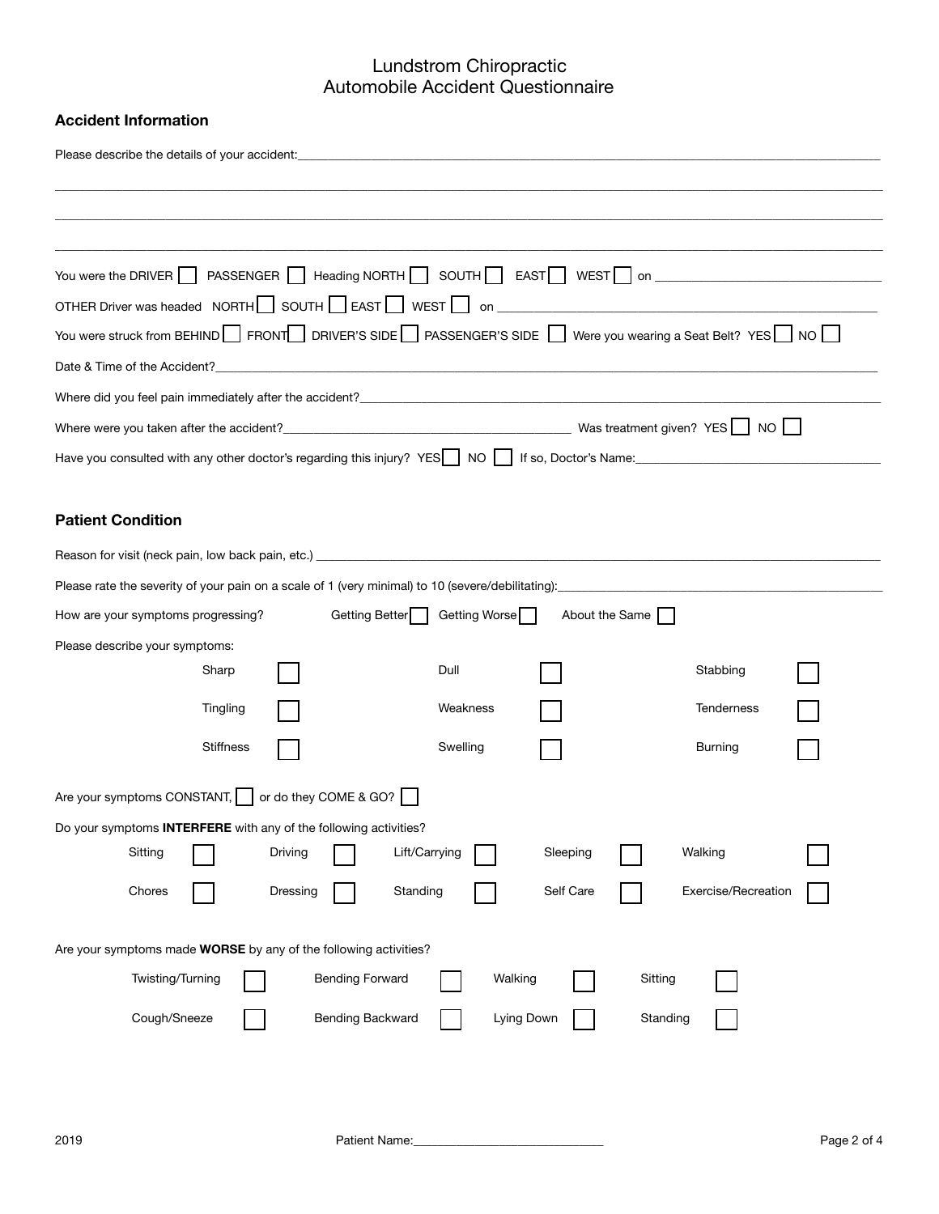# Lundstrom Chiropractic
# Automobile Accident Questionnaire

## Accident Information

Please describe the details of your accident:\_\_\_\_\_\_\_\_\_\_\_\_\_\_\_\_\_\_\_\_\_\_\_\_\_\_\_\_\_\_\_\_\_\_\_\_\_\_\_\_\_\_\_\_

\_\_\_\_\_\_\_\_\_\_\_\_\_\_\_\_\_\_\_\_\_\_\_\_\_\_\_\_\_\_\_\_\_\_\_\_\_\_\_\_\_\_\_\_\_\_\_\_\_\_\_\_\_\_\_\_\_\_\_\_

\_\_\_\_\_\_\_\_\_\_\_\_\_\_\_\_\_\_\_\_\_\_\_\_\_\_\_\_\_\_\_\_\_\_\_\_\_\_\_\_\_\_\_\_\_\_\_\_\_\_\_\_\_\_\_\_\_\_\_\_

\_\_\_\_\_\_\_\_\_\_\_\_\_\_\_\_\_\_\_\_\_\_\_\_\_\_\_\_\_\_\_\_\_\_\_\_\_\_\_\_\_\_\_\_\_\_\_\_\_\_\_\_\_\_\_\_\_\_\_\_

You were the DRIVER ☐ PASSENGER ☐ Heading NORTH ☐ SOUTH ☐ EAST ☐ WEST ☐ on \_\_\_\_\_\_\_\_\_\_\_\_\_\_\_\_\_\_\_\_

OTHER Driver was headed NORTH ☐ SOUTH ☐ EAST ☐ WEST ☐ on \_\_\_\_\_\_\_\_\_\_\_\_\_\_\_\_\_\_\_\_

You were struck from BEHIND ☐ FRONT ☐ DRIVER'S SIDE ☐ PASSENGER'S SIDE ☐ Were you wearing a Seat Belt? YES ☐ NO ☐

Date & Time of the Accident?\_\_\_\_\_\_\_\_\_\_\_\_\_\_\_\_\_\_\_\_\_\_\_\_\_\_\_\_\_\_\_\_\_\_\_\_\_\_\_\_

Where did you feel pain immediately after the accident?\_\_\_\_\_\_\_\_\_\_\_\_\_\_\_\_\_\_\_\_\_\_\_\_\_\_\_\_\_\_

Where were you taken after the accident?\_\_\_\_\_\_\_\_\_\_\_\_\_\_\_\_\_\_\_\_\_\_\_\_ Was treatment given? YES ☐ NO ☐

Have you consulted with any other doctor's regarding this injury? YES ☐ NO ☐ If so, Doctor's Name:\_\_\_\_\_\_\_\_\_\_\_\_\_\_\_\_\_\_\_\_

## Patient Condition

Reason for visit (neck pain, low back pain, etc.) \_\_\_\_\_\_\_\_\_\_\_\_\_\_\_\_\_\_\_\_\_\_\_\_\_\_\_\_\_\_\_\_\_\_\_\_\_\_\_\_

Please rate the severity of your pain on a scale of 1 (very minimal) to 10 (severe/debilitating):\_\_\_\_\_\_\_\_\_\_\_\_\_\_\_\_\_\_\_\_

How are your symptoms progressing? Getting Better ☐ Getting Worse ☐ About the Same ☐

Please describe your symptoms:

| | | |
|---|---|---|
| Sharp ☐ | Dull ☐ | Stabbing ☐ |
| Tingling ☐ | Weakness ☐ | Tenderness ☐ |
| Stiffness ☐ | Swelling ☐ | Burning ☐ |

Are your symptoms CONSTANT, ☐ or do they COME & GO? ☐

Do your symptoms **INTERFERE** with any of the following activities?

| | | | | |
|---|---|---|---|---|
| Sitting ☐ | Driving ☐ | Lift/Carrying ☐ | Sleeping ☐ | Walking ☐ |
| Chores ☐ | Dressing ☐ | Standing ☐ | Self Care ☐ | Exercise/Recreation ☐ |

Are your symptoms made **WORSE** by any of the following activities?

| | | | |
|---|---|---|---|
| Twisting/Turning ☐ | Bending Forward ☐ | Walking ☐ | Sitting ☐ |
| Cough/Sneeze ☐ | Bending Backward ☐ | Lying Down ☐ | Standing ☐ |

2019 Patient Name:\_\_\_\_\_\_\_\_\_\_\_\_\_\_\_\_\_\_\_\_\_\_\_\_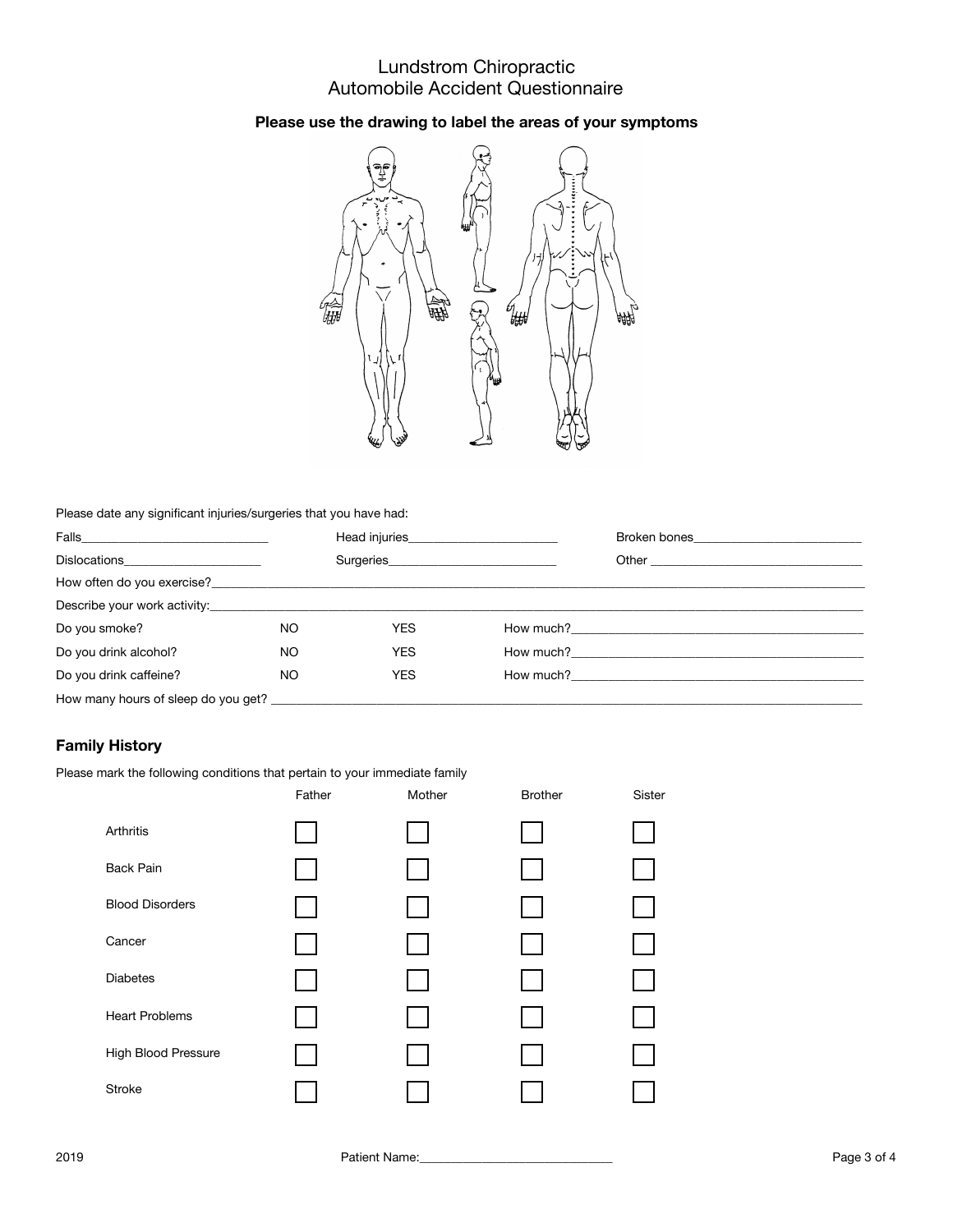# Lundstrom Chiropractic
# Automobile Accident Questionnaire

**Please use the drawing to label the areas of your symptoms**

Please date any significant injuries/surgeries that you have had:

Falls_____________________________ Head injuries_______________________ Broken bones__________________________

Dislocations_____________________ Surgeries__________________________ Other _______________________________

How often do you exercise?_______________________________________________________________________________

Describe your work activity:_______________________________________________________________________________

| | | | |
|---|---|---|---|
| Do you smoke? | NO | YES | How much?_____________________________________ |
| Do you drink alcohol? | NO | YES | How much?_____________________________________ |
| Do you drink caffeine? | NO | YES | How much?_____________________________________ |

How many hours of sleep do you get? _______________________________________________________________________

## Family History

Please mark the following conditions that pertain to your immediate family

| | Father | Mother | Brother | Sister |
|---|---|---|---|---|
| Arthritis | ☐ | ☐ | ☐ | ☐ |
| Back Pain | ☐ | ☐ | ☐ | ☐ |
| Blood Disorders | ☐ | ☐ | ☐ | ☐ |
| Cancer | ☐ | ☐ | ☐ | ☐ |
| Diabetes | ☐ | ☐ | ☐ | ☐ |
| Heart Problems | ☐ | ☐ | ☐ | ☐ |
| High Blood Pressure | ☐ | ☐ | ☐ | ☐ |
| Stroke | ☐ | ☐ | ☐ | ☐ |

2019 Patient Name:_____________________________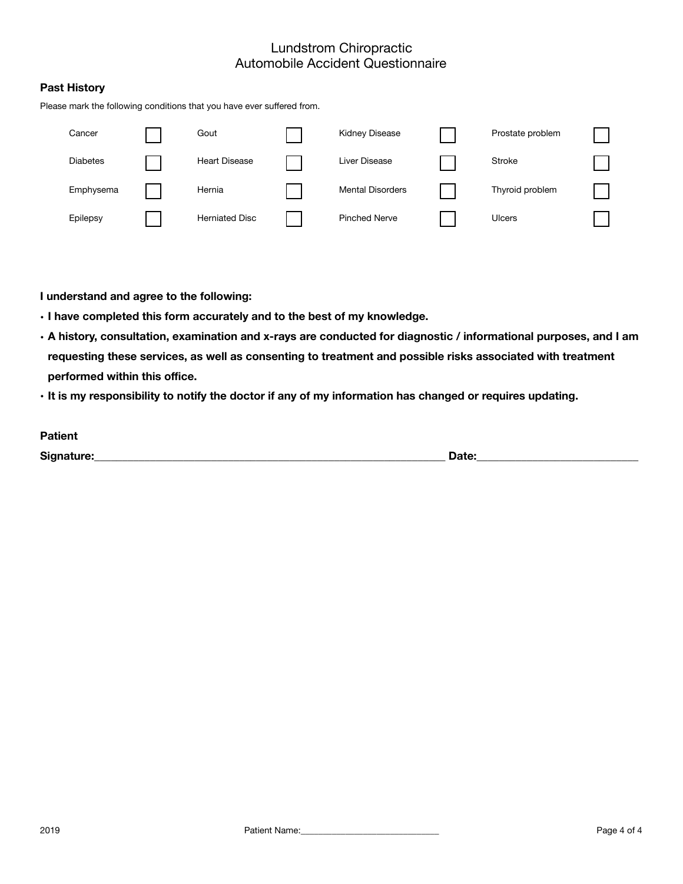# Lundstrom Chiropractic
## Automobile Accident Questionnaire

### Past History

Please mark the following conditions that you have ever suffered from.

| | | | | | | | |
|---|---|---|---|---|---|---|---|
| Cancer | ☐ | Gout | ☐ | Kidney Disease | ☐ | Prostate problem | ☐ |
| Diabetes | ☐ | Heart Disease | ☐ | Liver Disease | ☐ | Stroke | ☐ |
| Emphysema | ☐ | Hernia | ☐ | Mental Disorders | ☐ | Thyroid problem | ☐ |
| Epilepsy | ☐ | Herniated Disc | ☐ | Pinched Nerve | ☐ | Ulcers | ☐ |

**I understand and agree to the following:**

- **I have completed this form accurately and to the best of my knowledge.**
- **A history, consultation, examination and x-rays are conducted for diagnostic / informational purposes, and I am requesting these services, as well as consenting to treatment and possible risks associated with treatment performed within this office.**
- **It is my responsibility to notify the doctor if any of my information has changed or requires updating.**

**Patient**
**Signature:**_______________________________________________ **Date:**______________________

2019 Patient Name:______________________